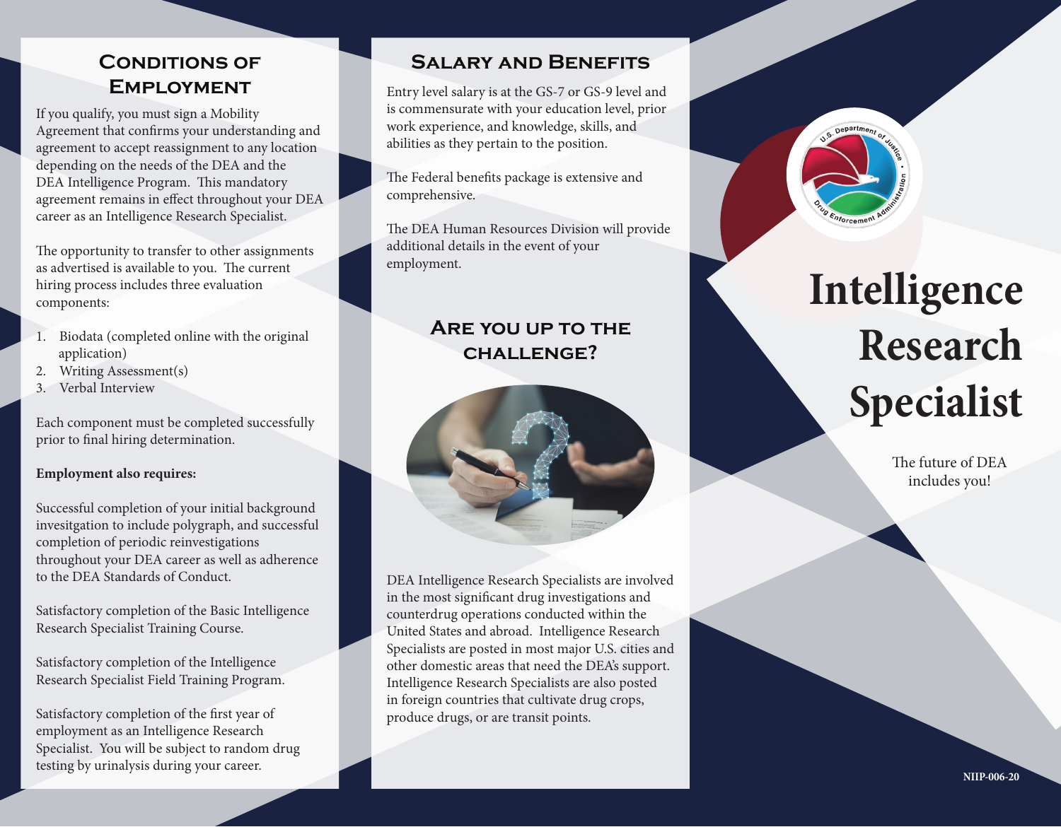## Conditions of Employment

If you qualify, you must sign a Mobility Agreement that confirms your understanding and agreement to accept reassignment to any location depending on the needs of the DEA and the DEA Intelligence Program. This mandatory agreement remains in effect throughout your DEA career as an Intelligence Research Specialist.

The opportunity to transfer to other assignments as advertised is available to you. The current hiring process includes three evaluation components:

1. Biodata (completed online with the original application)
2. Writing Assessment(s)
3. Verbal Interview

Each component must be completed successfully prior to final hiring determination.

**Employment also requires:**

Successful completion of your initial background invesitgation to include polygraph, and successful completion of periodic reinvestigations throughout your DEA career as well as adherence to the DEA Standards of Conduct.

Satisfactory completion of the Basic Intelligence Research Specialist Training Course.

Satisfactory completion of the Intelligence Research Specialist Field Training Program.

Satisfactory completion of the first year of employment as an Intelligence Research Specialist. You will be subject to random drug testing by urinalysis during your career.

## Salary and Benefits

Entry level salary is at the GS-7 or GS-9 level and is commensurate with your education level, prior work experience, and knowledge, skills, and abilities as they pertain to the position.

The Federal benefits package is extensive and comprehensive.

The DEA Human Resources Division will provide additional details in the event of your employment.

## Are you up to the challenge?

DEA Intelligence Research Specialists are involved in the most significant drug investigations and counterdrug operations conducted within the United States and abroad. Intelligence Research Specialists are posted in most major U.S. cities and other domestic areas that need the DEA's support. Intelligence Research Specialists are also posted in foreign countries that cultivate drug crops, produce drugs, or are transit points.

U.S. Department of Justice • Drug Enforcement Administration

# Intelligence Research Specialist

The future of DEA includes you!

NIIP-006-20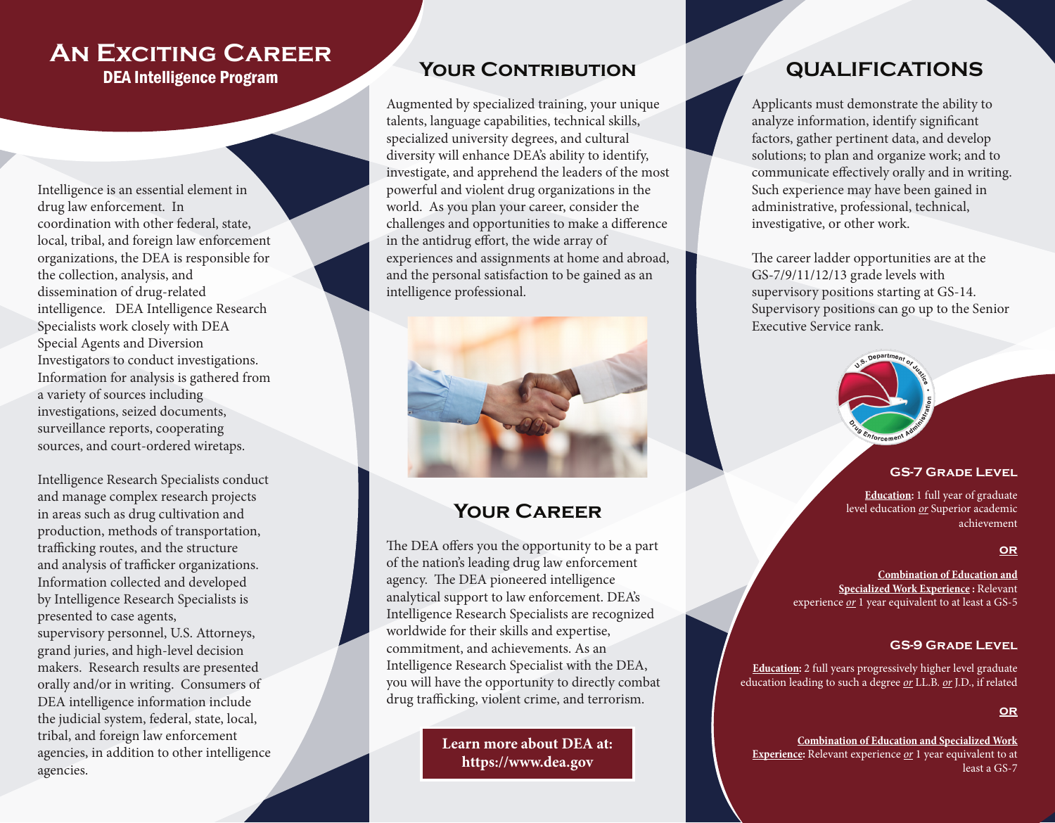# An Exciting Career

**DEA Intelligence Program**

Intelligence is an essential element in drug law enforcement. In coordination with other federal, state, local, tribal, and foreign law enforcement organizations, the DEA is responsible for the collection, analysis, and dissemination of drug-related intelligence. DEA Intelligence Research Specialists work closely with DEA Special Agents and Diversion Investigators to conduct investigations. Information for analysis is gathered from a variety of sources including investigations, seized documents, surveillance reports, cooperating sources, and court-ordered wiretaps.

Intelligence Research Specialists conduct and manage complex research projects in areas such as drug cultivation and production, methods of transportation, trafficking routes, and the structure and analysis of trafficker organizations. Information collected and developed by Intelligence Research Specialists is presented to case agents, supervisory personnel, U.S. Attorneys, grand juries, and high-level decision makers. Research results are presented orally and/or in writing. Consumers of DEA intelligence information include the judicial system, federal, state, local, tribal, and foreign law enforcement agencies, in addition to other intelligence agencies.

## Your Contribution

Augmented by specialized training, your unique talents, language capabilities, technical skills, specialized university degrees, and cultural diversity will enhance DEA's ability to identify, investigate, and apprehend the leaders of the most powerful and violent drug organizations in the world. As you plan your career, consider the challenges and opportunities to make a difference in the antidrug effort, the wide array of experiences and assignments at home and abroad, and the personal satisfaction to be gained as an intelligence professional.

## Your Career

The DEA offers you the opportunity to be a part of the nation's leading drug law enforcement agency. The DEA pioneered intelligence analytical support to law enforcement. DEA's Intelligence Research Specialists are recognized worldwide for their skills and expertise, commitment, and achievements. As an Intelligence Research Specialist with the DEA, you will have the opportunity to directly combat drug trafficking, violent crime, and terrorism.

**Learn more about DEA at: https://www.dea.gov**

## Qualifications

Applicants must demonstrate the ability to analyze information, identify significant factors, gather pertinent data, and develop solutions; to plan and organize work; and to communicate effectively orally and in writing. Such experience may have been gained in administrative, professional, technical, investigative, or other work.

The career ladder opportunities are at the GS-7/9/11/12/13 grade levels with supervisory positions starting at GS-14. Supervisory positions can go up to the Senior Executive Service rank.

U.S. Department of Justice • Drug Enforcement Administration

### GS-7 Grade Level

**Education:** 1 full year of graduate level education *or* Superior academic achievement

**OR**

**Combination of Education and Specialized Work Experience:** Relevant experience *or* 1 year equivalent to at least a GS-5

### GS-9 Grade Level

**Education:** 2 full years progressively higher level graduate education leading to such a degree *or* LL.B. *or* J.D., if related

**OR**

**Combination of Education and Specialized Work Experience:** Relevant experience *or* 1 year equivalent to at least a GS-7